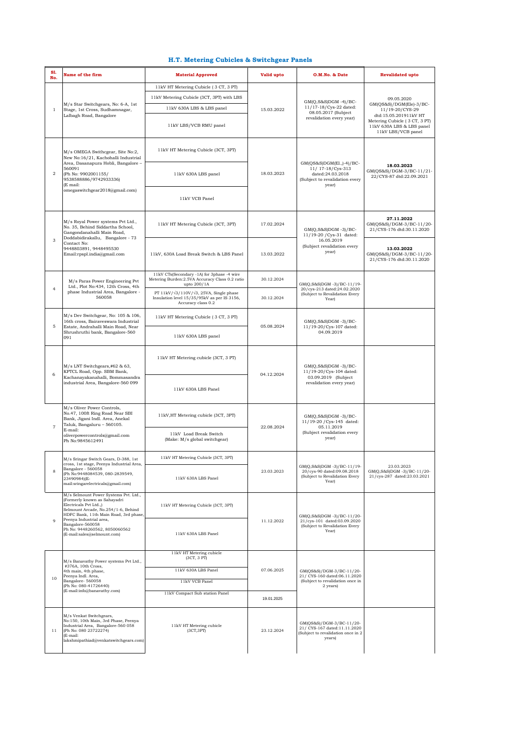## H.T. Metering Cubicles & Switchgear Panels

| Sl. No. | Name of the firm | Material Approved | Valid upto | O.M.No. & Date | Revalidated upto |
|---|---|---|---|---|---|
| 1 | M/s Star Switchgears, No: 6-A, 1st Stage, 1st Cross, Sudhamnagar, Lalbagh Road, Bangalore | 11kV HT Metering Cubicle ( 3 CT, 3 PT) | 15.03.2022 | GM(Q,S&S)DGM -4)/BC-11/17-18/Cys-22 dated: 08.05.2017 (Subject revalidation every year) | 09.05.2020 GM(QS&S)/DGM(Ele)-3/BC-11/19-20/CYS-29 dtd:15.05.201911kV HT Metering Cubicle ( 3 CT, 3 PT) 11kV 630A LBS & LBS panel 11kV LBS/VCB panel |
| | | 11kV Metering Cubicle (3CT, 3PT) with LBS | | | |
| | | 11kV 630A LBS & LBS panel | | | |
| | | 11kV LBS/VCB RMU panel | | | |
| 2 | M/s OMEGA Swithcgear, Site No:2, New No:16/21, Kachohalli Industrial Area, Dasanapura Hobli, Bangalore – 560091 (Ph No: 9902001155/ 9538588886/9742933336) (E mail: omegaswitchgear2018@gmail.com) | 11kV HT Metering Cubicle (3CT, 3PT) | 18.03.2023 | GM(QS&S)DGM(El.,)-4)/BC-11/ 17-18/Cys-313 dated:24.03.2018 (Subject to revalidation every year) | **18.03.2023** GM(QS&S)/DGM-3/BC-11/21-22/CYS-87 dtd:22.09.2021 |
| | | 11kV 630A LBS panel | | | |
| | | 11kV VCB Panel | | | |
| 3 | M/s Royal Power systems Pvt Ltd., No. 35, Behind Siddartha School, Gangondanahalli Main Road, Doddabidirakallu, Bangalore - 73 Contact No: 9448803891, 9448495530 Email:rpspl.india@gmail.com | 11kV HT Metering Cubicle (3CT, 3PT) | 17.02.2024 | GM(Q,S&S)DGM -3)/BC-11/19-20 /Cys-31 dated: 16.05.2019 (Subject revalidation every year) | **27.11.2022** GM(QS&S)/DGM-3/BC-11/20-21/CYS-176 dtd:30.11.2020 |
| | | 11kV, 630A Load Break Switch & LBS Panel | 13.03.2022 | | **13.03.2022** GM(QS&S)/DGM-3/BC-11/20-21/CYS-176 dtd:30.11.2020 |
| 4 | M/s Paras Power Engineering Pvt Ltd., Plot No:434, 12th Cross, 4th phase Industrial Area, Bangalore - 560058 | 11kV CTs(Secondary -1A) for 3phase -4 wire Metering Burden:2.5VA Accuracy Class 0.2 ratio upto 200/1A | 30.12.2024 | GM(Q,S&S)DGM -3)/BC-11/19-20/cys-213 dated:24.02.2020 (Subject to Revalidation Every Year) | |
| | | PT 11kV/√3/110V/√3, 25VA, Single phase Insulation level 15/35/95kV as per IS 3156, Accuracy class 0.2 | 30.12.2024 | | |
| 5 | M/s Dev Switchgear, No: 105 & 106, 16th cross, Bairaveswara Industrial Estate, Andrahalli Main Road, Near Shrushruthi bank, Bangalore-560 091 | 11kV HT Metering Cubicle ( 3 CT, 3 PT) | 05.08.2024 | GM(Q,S&S)DGM -3)/BC-11/19-20/Cys-107 dated: 04.09.2019 | |
| | | 11kV 630A LBS panel | | | |
| 6 | M/s LNT Switchgears,#62 & 63, KPTCL Road, Opp. SBM Bank, Kachanayakanahalli, Bommasandra industrial Area, Bangalore-560 099 | 11kV HT Metering cubicle (3CT, 3 PT) | 04.12.2024 | GM(Q,S&S)DGM -3)/BC-11/19-20/Cys-104 dated: 03.09.2019 (Subject revalidation every year) | |
| | | 11kV 630A LBS Panel | | | |
| 7 | M/s Oliver Power Controls, No.47, 100ft Ring Road Near SBI Bank, Jigani Indl. Area, Anekal Taluk, Bangaluru – 560105. E-mail: oliverpowercontrols@gmail.com Ph No:9845612491 | 11kV,HT Metering cubicle (3CT, 3PT) | 22.08.2024 | GM(Q,S&S)DGM -3)/BC-11/19-20 /Cys-145 dated: 05.11.2019 (Subject revalidation every year) | |
| | | 11kV Load Break Switch (Make: M/s global switchgear) | | | |
| 8 | M/s Sringar Switch Gears, D-388, 1st cross, 1st stage, Peenya Industrial Area, Bangalore - 560058 (Ph No:9448084539, 080-2839549, 23490984)(E-mail:sringarelectricals@gmail.com) | 11kV HT Metering Cubicle (3CT, 3PT) | 23.03.2023 | GM(Q,S&S)DGM -3)/BC-11/19-20/cys-90 dated:09.08.2018 (Subject to Revalidation Every Year) | 23.03.2023 GM(Q,S&S)DGM -3)/BC-11/20-21/cys-287 dated:23.03.2021 |
| | | 11kV 630A LBS Panel | | | |
| 9 | M/s Selmount Power Systems Pvt. Ltd., (Formerly known as Sahayadri Electricals Pvt Ltd.,) Selmount Arcade, No.254/1-6, Behind HDFC Bank, 11th Main Road, 3rd phase, Peenya Industrial area, Bangalore-560058 Ph No: 9448260562, 8050060562 (E-mail:sales@selmount.com) | 11kV HT Metering Cubicle (3CT, 3PT) | 11.12.2022 | GM(Q,S&S)DGM -3)/BC-11/20-21/cys-101 dated:03.09.2020 (Subject to Revalidation Every Year) | |
| | | 11kV 630A LBS Panel | | | |
| 10 | M/s Banavathy Power systems Pvt Ltd., #376A, 10th Cross, 4th main, 4th phase, Peenya Indl. Area, Bangalore- 560058 (Ph No: 080-41726440) (E-mail:info@banavathy.com) | 11kV HT Metering cubicle (3CT, 3 PT) | 07.06.2025 | GM(QS&S)/DGM-3/BC-11/20-21/ CYS-160 dated:06.11.2020 (Subject to revalidation once in 2 years) | |
| | | 11kV 630A LBS Panel | | | |
| | | 11kV VCB Panel | | | |
| | | 11kV Compact Sub station Panel | 19.01.2025 | | |
| 11 | M/s Venkat Switchgears, No:150, 10th Main, 3rd Phase, Peenya Industrial Area, Bangalore-560 058 (Ph No: 080 23722274) (E-mail: lakshmipathiad@venkatswitchgears.com) | 11kV HT Metering cubicle (3CT,3PT) | 23.12.2024 | GM(QS&S)/DGM-3/BC-11/20-21/ CYS-167 dated:11.11.2020 (Subject to revalidation once in 2 years) | |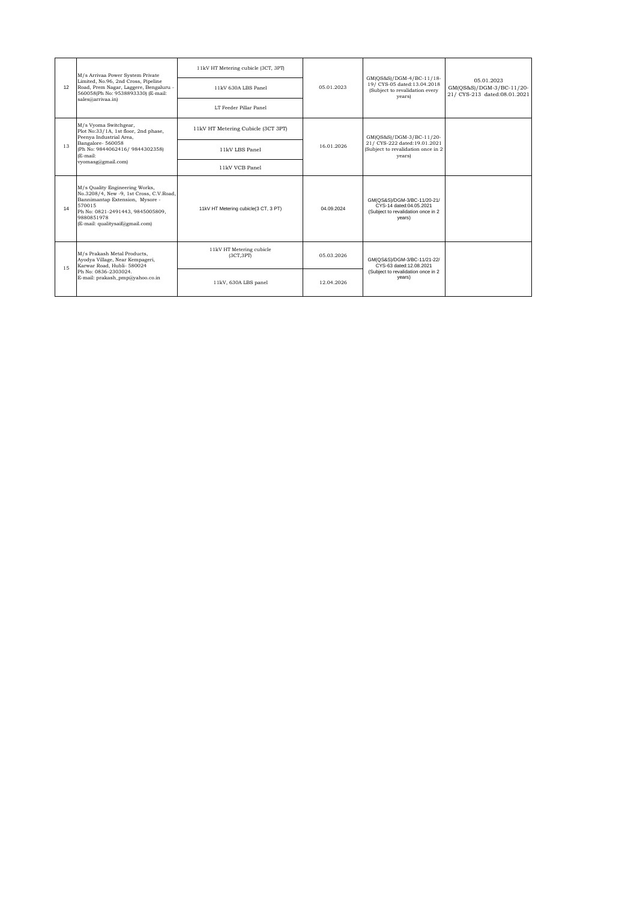| | | | | | |
|---|---|---|---|---|---|
| 12 | M/s Arrivaa Power System Private Limited, No.96, 2nd Cross, Pipeline Road, Prem Nagar, Laggere, Bengaluru - 560058(Ph No: 9538893330) (E-mail: sales@arrivaa.in) | 11kV HT Metering cubicle (3CT, 3PT) | 05.01.2023 | GM(QS&S)/DGM-4/BC-11/18-19/ CYS-05 dated:13.04.2018 (Subject to revalidation every years) | 05.01.2023 GM(QS&S)/DGM-3/BC-11/20-21/ CYS-213 dated:08.01.2021 |
| | | 11kV 630A LBS Panel | | | |
| | | LT Feeder Pillar Panel | | | |
| 13 | M/s Vyoma Switchgear, Plot No:33/1A, 1st floor, 2nd phase, Peenya Industrial Area, Bangalore- 560058 (Ph No: 9844062416/ 9844302358) (E-mail: vyomasg@gmail.com) | 11kV HT Metering Cubicle (3CT 3PT) | 16.01.2026 | GM(QS&S)/DGM-3/BC-11/20-21/ CYS-222 dated:19.01.2021 (Subject to revalidation once in 2 years) | |
| | | 11kV LBS Panel | | | |
| | | 11kV VCB Panel | | | |
| 14 | M/s Quality Engineering Works, No.3208/4, New -9, 1st Cross, C.V.Road, Bannimantap Extension, Mysore - 570015 Ph No: 0821-2491443, 9845005809, 9880851978 (E-mail: qualitysaif@gmail.com) | 11kV HT Metering cubicle(3 CT, 3 PT) | 04.09.2024 | GM(QS&S)/DGM-3/BC-11/20-21/ CYS-14 dated:04.05.2021 (Subject to revalidation once in 2 years) | |
| 15 | M/s Prakash Metal Products, Ayodya Village, Near Kempageri, Karwar Road, Hubli- 580024 Ph No: 0836-2303024. E-mail: prakash_pmp@yahoo.co.in | 11kV HT Metering cubicle (3CT,3PT) | 05.03.2026 | GM(QS&S)/DGM-3/BC-11/21-22/ CYS-63 dated:12.08.2021 (Subject to revalidation once in 2 years) | |
| | | 11kV, 630A LBS panel | 12.04.2026 | | |